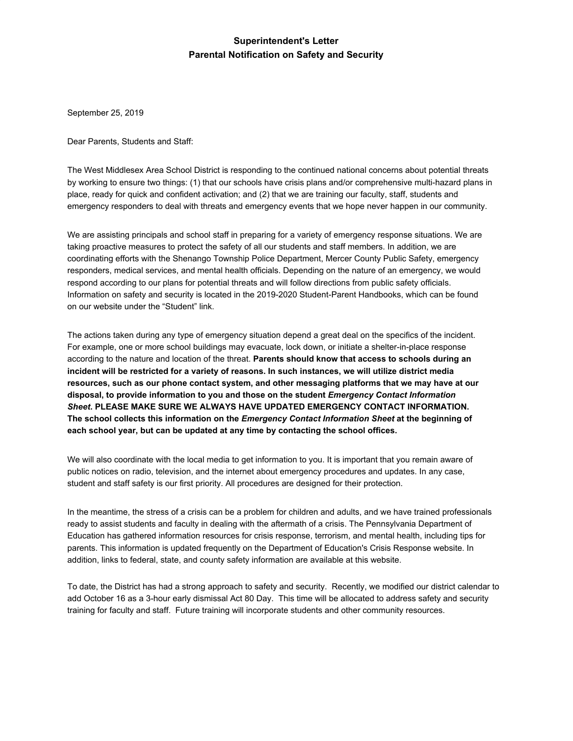# Superintendent's Letter
## Parental Notification on Safety and Security

September 25, 2019

Dear Parents, Students and Staff:

The West Middlesex Area School District is responding to the continued national concerns about potential threats by working to ensure two things: (1) that our schools have crisis plans and/or comprehensive multi-hazard plans in place, ready for quick and confident activation; and (2) that we are training our faculty, staff, students and emergency responders to deal with threats and emergency events that we hope never happen in our community.

We are assisting principals and school staff in preparing for a variety of emergency response situations. We are taking proactive measures to protect the safety of all our students and staff members. In addition, we are coordinating efforts with the Shenango Township Police Department, Mercer County Public Safety, emergency responders, medical services, and mental health officials. Depending on the nature of an emergency, we would respond according to our plans for potential threats and will follow directions from public safety officials. Information on safety and security is located in the 2019-2020 Student-Parent Handbooks, which can be found on our website under the "Student" link.

The actions taken during any type of emergency situation depend a great deal on the specifics of the incident. For example, one or more school buildings may evacuate, lock down, or initiate a shelter-in-place response according to the nature and location of the threat. **Parents should know that access to schools during an incident will be restricted for a variety of reasons. In such instances, we will utilize district media resources, such as our phone contact system, and other messaging platforms that we may have at our disposal, to provide information to you and those on the student *Emergency Contact Information Sheet*. PLEASE MAKE SURE WE ALWAYS HAVE UPDATED EMERGENCY CONTACT INFORMATION. The school collects this information on the *Emergency Contact Information Sheet* at the beginning of each school year, but can be updated at any time by contacting the school offices.**

We will also coordinate with the local media to get information to you. It is important that you remain aware of public notices on radio, television, and the internet about emergency procedures and updates. In any case, student and staff safety is our first priority. All procedures are designed for their protection.

In the meantime, the stress of a crisis can be a problem for children and adults, and we have trained professionals ready to assist students and faculty in dealing with the aftermath of a crisis. The Pennsylvania Department of Education has gathered information resources for crisis response, terrorism, and mental health, including tips for parents. This information is updated frequently on the Department of Education's Crisis Response website. In addition, links to federal, state, and county safety information are available at this website.

To date, the District has had a strong approach to safety and security. Recently, we modified our district calendar to add October 16 as a 3-hour early dismissal Act 80 Day. This time will be allocated to address safety and security training for faculty and staff. Future training will incorporate students and other community resources.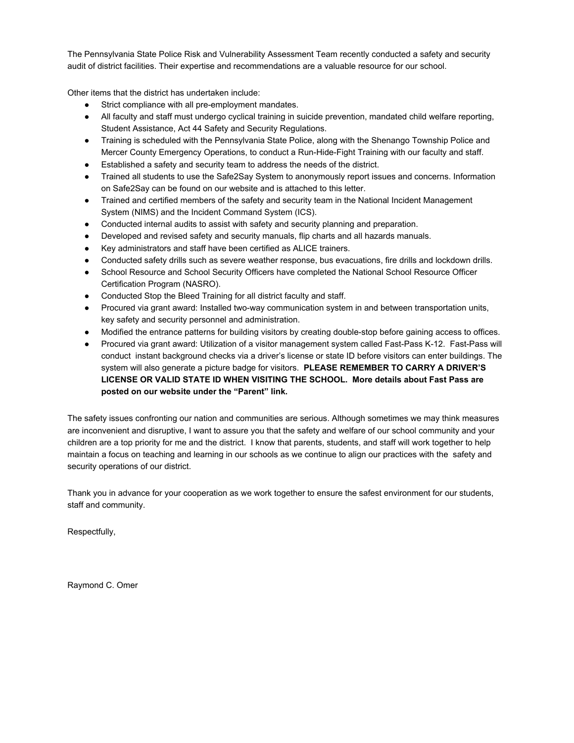The Pennsylvania State Police Risk and Vulnerability Assessment Team recently conducted a safety and security audit of district facilities. Their expertise and recommendations are a valuable resource for our school.

Other items that the district has undertaken include:

- Strict compliance with all pre-employment mandates.
- All faculty and staff must undergo cyclical training in suicide prevention, mandated child welfare reporting, Student Assistance, Act 44 Safety and Security Regulations.
- Training is scheduled with the Pennsylvania State Police, along with the Shenango Township Police and Mercer County Emergency Operations, to conduct a Run-Hide-Fight Training with our faculty and staff.
- Established a safety and security team to address the needs of the district.
- Trained all students to use the Safe2Say System to anonymously report issues and concerns. Information on Safe2Say can be found on our website and is attached to this letter.
- Trained and certified members of the safety and security team in the National Incident Management System (NIMS) and the Incident Command System (ICS).
- Conducted internal audits to assist with safety and security planning and preparation.
- Developed and revised safety and security manuals, flip charts and all hazards manuals.
- Key administrators and staff have been certified as ALICE trainers.
- Conducted safety drills such as severe weather response, bus evacuations, fire drills and lockdown drills.
- School Resource and School Security Officers have completed the National School Resource Officer Certification Program (NASRO).
- Conducted Stop the Bleed Training for all district faculty and staff.
- Procured via grant award: Installed two-way communication system in and between transportation units, key safety and security personnel and administration.
- Modified the entrance patterns for building visitors by creating double-stop before gaining access to offices.
- Procured via grant award: Utilization of a visitor management system called Fast-Pass K-12. Fast-Pass will conduct instant background checks via a driver's license or state ID before visitors can enter buildings. The system will also generate a picture badge for visitors. **PLEASE REMEMBER TO CARRY A DRIVER'S LICENSE OR VALID STATE ID WHEN VISITING THE SCHOOL. More details about Fast Pass are posted on our website under the "Parent" link.**

The safety issues confronting our nation and communities are serious. Although sometimes we may think measures are inconvenient and disruptive, I want to assure you that the safety and welfare of our school community and your children are a top priority for me and the district. I know that parents, students, and staff will work together to help maintain a focus on teaching and learning in our schools as we continue to align our practices with the safety and security operations of our district.

Thank you in advance for your cooperation as we work together to ensure the safest environment for our students, staff and community.

Respectfully,

Raymond C. Omer